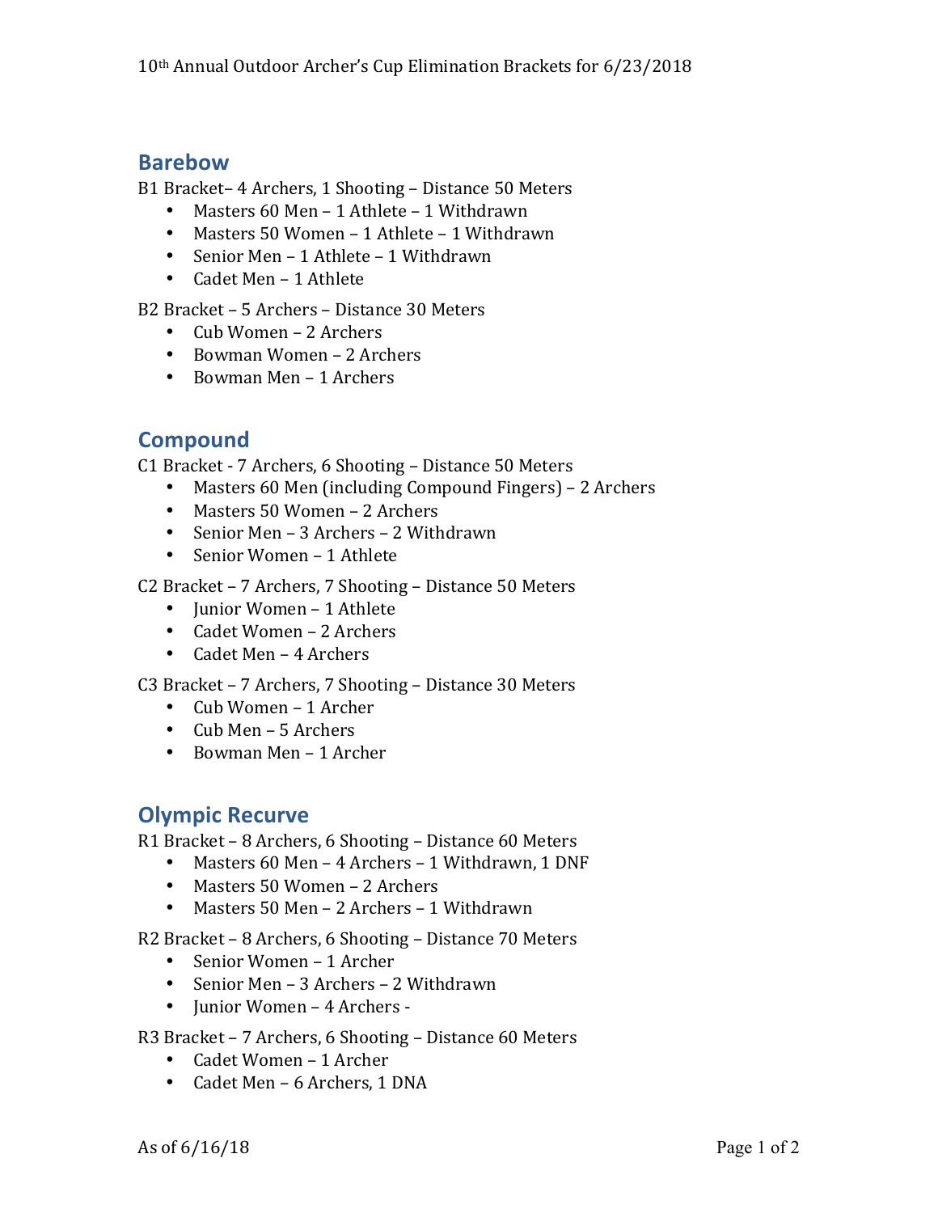10th Annual Outdoor Archer's Cup Elimination Brackets for 6/23/2018

## Barebow

B1 Bracket– 4 Archers, 1 Shooting – Distance 50 Meters

- Masters 60 Men – 1 Athlete – 1 Withdrawn
- Masters 50 Women – 1 Athlete – 1 Withdrawn
- Senior Men – 1 Athlete – 1 Withdrawn
- Cadet Men – 1 Athlete

B2 Bracket – 5 Archers – Distance 30 Meters

- Cub Women – 2 Archers
- Bowman Women – 2 Archers
- Bowman Men – 1 Archers

## Compound

C1 Bracket - 7 Archers, 6 Shooting – Distance 50 Meters

- Masters 60 Men (including Compound Fingers) – 2 Archers
- Masters 50 Women – 2 Archers
- Senior Men – 3 Archers – 2 Withdrawn
- Senior Women – 1 Athlete

C2 Bracket – 7 Archers, 7 Shooting – Distance 50 Meters

- Junior Women – 1 Athlete
- Cadet Women – 2 Archers
- Cadet Men – 4 Archers

C3 Bracket – 7 Archers, 7 Shooting – Distance 30 Meters

- Cub Women – 1 Archer
- Cub Men – 5 Archers
- Bowman Men – 1 Archer

## Olympic Recurve

R1 Bracket – 8 Archers, 6 Shooting – Distance 60 Meters

- Masters 60 Men – 4 Archers – 1 Withdrawn, 1 DNF
- Masters 50 Women – 2 Archers
- Masters 50 Men – 2 Archers – 1 Withdrawn

R2 Bracket – 8 Archers, 6 Shooting – Distance 70 Meters

- Senior Women – 1 Archer
- Senior Men – 3 Archers – 2 Withdrawn
- Junior Women – 4 Archers -

R3 Bracket – 7 Archers, 6 Shooting – Distance 60 Meters

- Cadet Women – 1 Archer
- Cadet Men – 6 Archers, 1 DNA

As of 6/16/18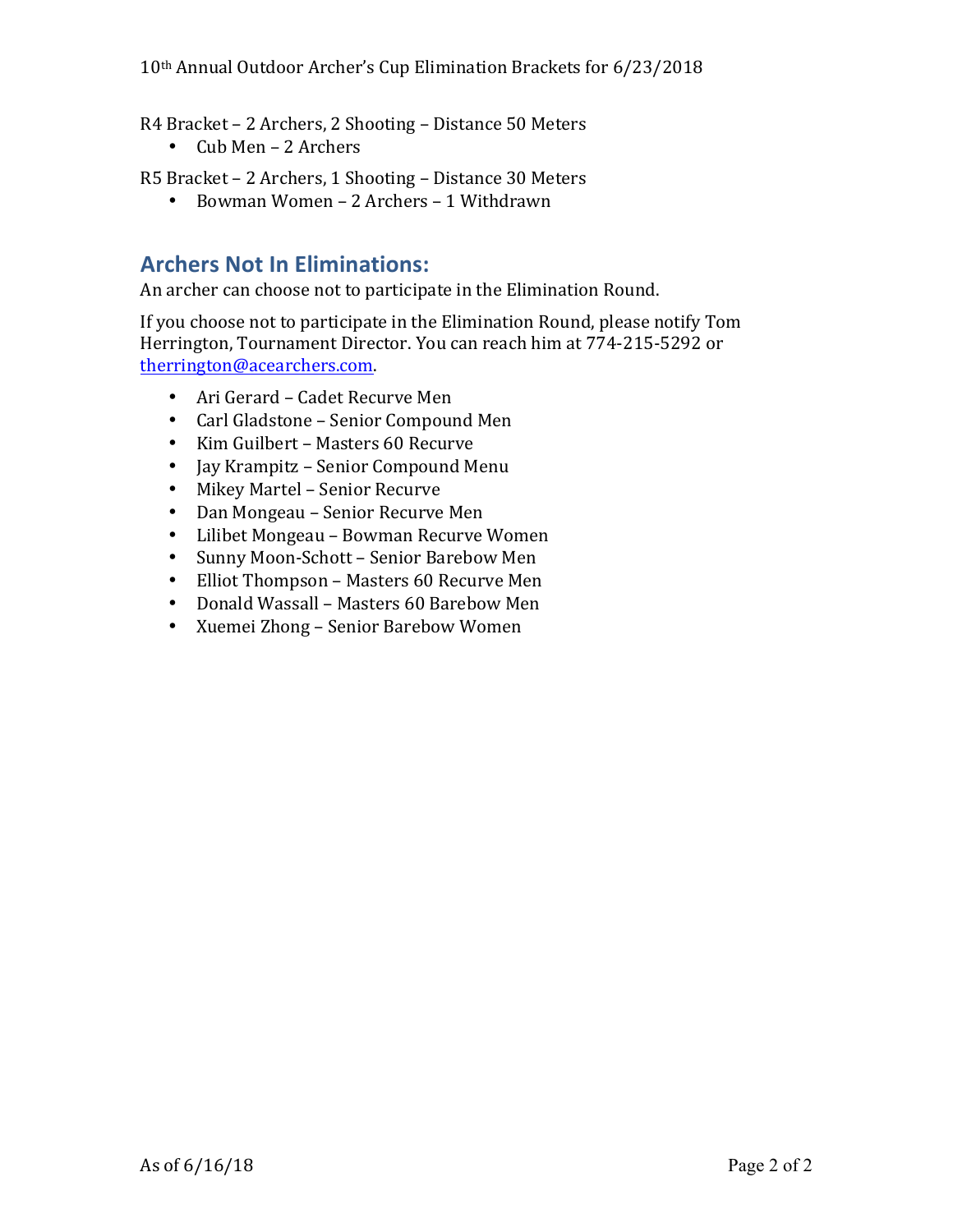R4 Bracket – 2 Archers, 2 Shooting – Distance 50 Meters

- Cub Men – 2 Archers

R5 Bracket – 2 Archers, 1 Shooting – Distance 30 Meters

- Bowman Women – 2 Archers – 1 Withdrawn

## Archers Not In Eliminations:

An archer can choose not to participate in the Elimination Round.

If you choose not to participate in the Elimination Round, please notify Tom Herrington, Tournament Director. You can reach him at 774-215-5292 or therrington@acearchers.com.

- Ari Gerard – Cadet Recurve Men
- Carl Gladstone – Senior Compound Men
- Kim Guilbert – Masters 60 Recurve
- Jay Krampitz – Senior Compound Menu
- Mikey Martel – Senior Recurve
- Dan Mongeau – Senior Recurve Men
- Lilibet Mongeau – Bowman Recurve Women
- Sunny Moon-Schott – Senior Barebow Men
- Elliot Thompson – Masters 60 Recurve Men
- Donald Wassall – Masters 60 Barebow Men
- Xuemei Zhong – Senior Barebow Women

As of 6/16/18